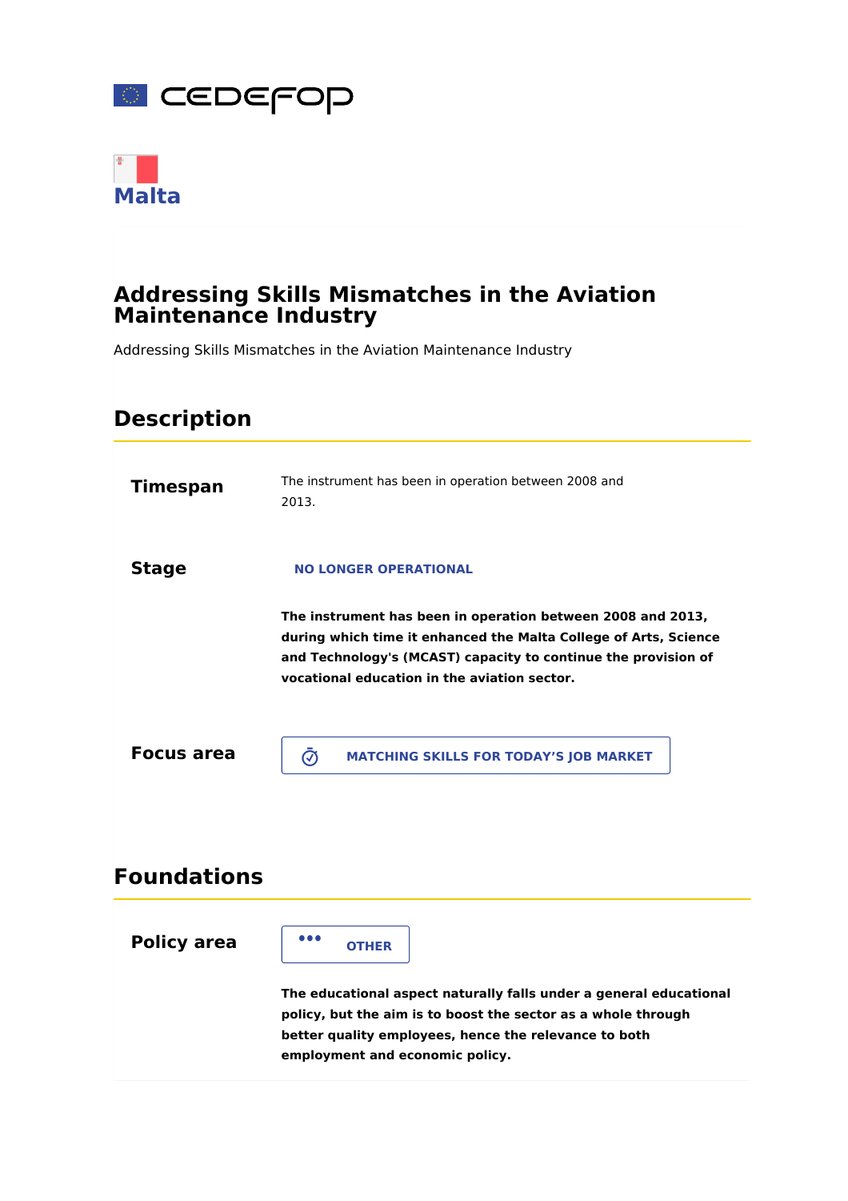# Malta

## Addressing Skills Mismatches in the Aviation Maintenance Industry

Addressing Skills Mismatches in the Aviation Maintenance Industry

## Description

**Timespan**

The instrument has been in operation between 2008 and 2013.

**Stage**

NO LONGER OPERATIONAL

**The instrument has been in operation between 2008 and 2013, during which time it enhanced the Malta College of Arts, Science and Technology's (MCAST) capacity to continue the provision of vocational education in the aviation sector.**

**Focus area**

MATCHING SKILLS FOR TODAY'S JOB MARKET

## Foundations

**Policy area**

OTHER

**The educational aspect naturally falls under a general educational policy, but the aim is to boost the sector as a whole through better quality employees, hence the relevance to both employment and economic policy.**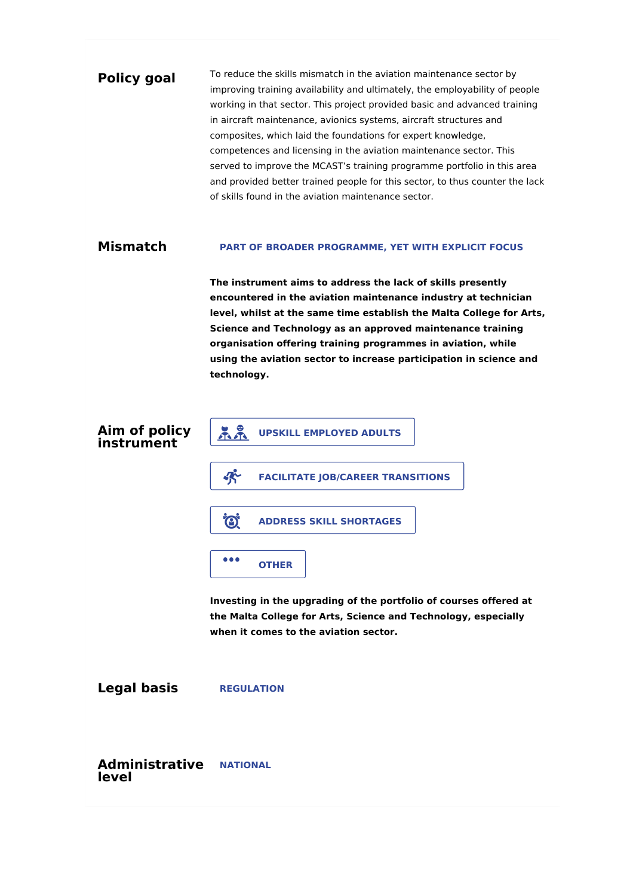## Policy goal

To reduce the skills mismatch in the aviation maintenance sector by improving training availability and ultimately, the employability of people working in that sector. This project provided basic and advanced training in aircraft maintenance, avionics systems, aircraft structures and composites, which laid the foundations for expert knowledge, competences and licensing in the aviation maintenance sector. This served to improve the MCAST's training programme portfolio in this area and provided better trained people for this sector, to thus counter the lack of skills found in the aviation maintenance sector.

## Mismatch

PART OF BROADER PROGRAMME, YET WITH EXPLICIT FOCUS

**The instrument aims to address the lack of skills presently encountered in the aviation maintenance industry at technician level, whilst at the same time establish the Malta College for Arts, Science and Technology as an approved maintenance training organisation offering training programmes in aviation, while using the aviation sector to increase participation in science and technology.**

## Aim of policy instrument

- UPSKILL EMPLOYED ADULTS
- FACILITATE JOB/CAREER TRANSITIONS
- ADDRESS SKILL SHORTAGES
- OTHER

**Investing in the upgrading of the portfolio of courses offered at the Malta College for Arts, Science and Technology, especially when it comes to the aviation sector.**

## Legal basis

REGULATION

## Administrative level

NATIONAL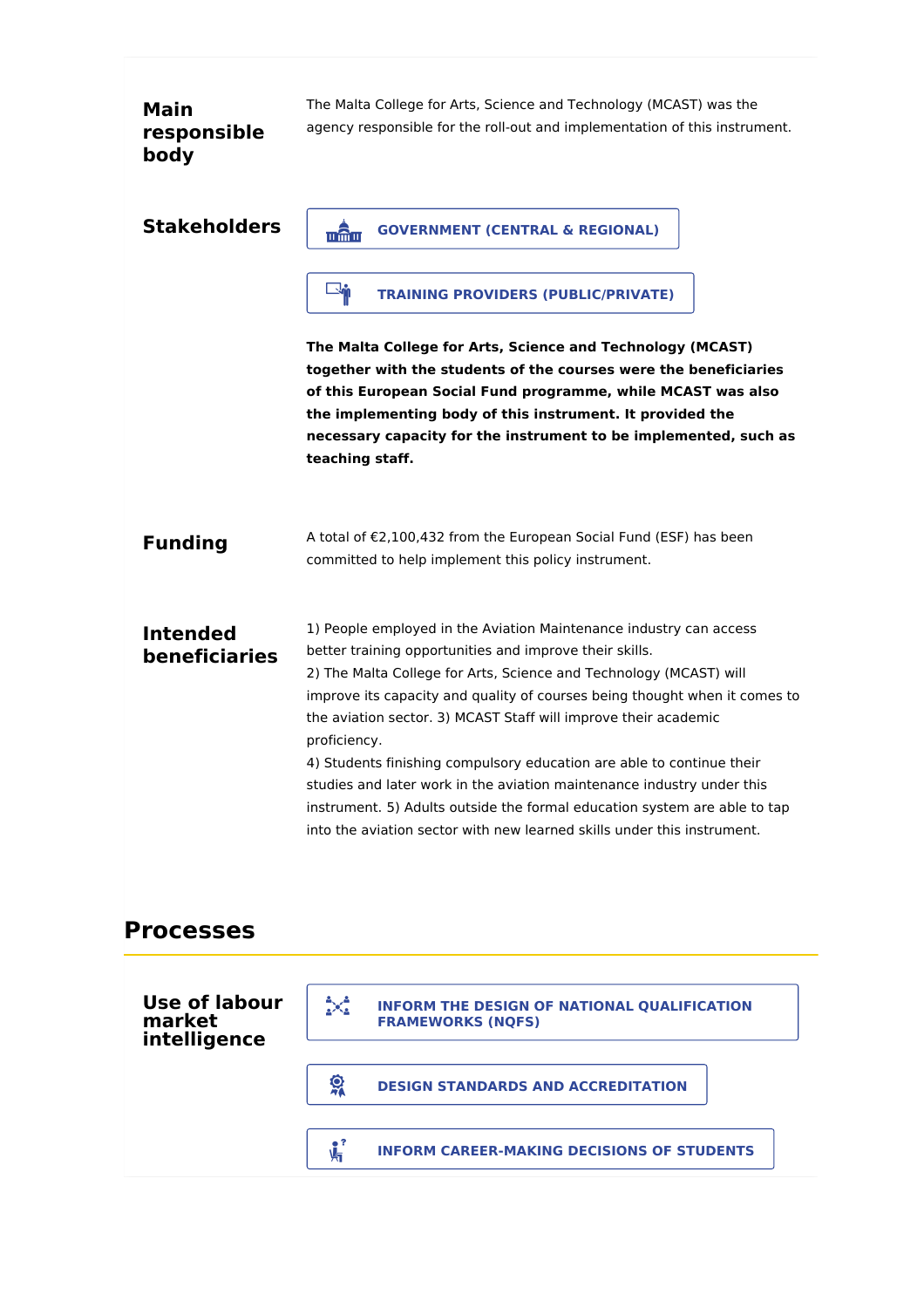**Main responsible body**

The Malta College for Arts, Science and Technology (MCAST) was the agency responsible for the roll-out and implementation of this instrument.

**Stakeholders**

GOVERNMENT (CENTRAL & REGIONAL)

TRAINING PROVIDERS (PUBLIC/PRIVATE)

**The Malta College for Arts, Science and Technology (MCAST) together with the students of the courses were the beneficiaries of this European Social Fund programme, while MCAST was also the implementing body of this instrument. It provided the necessary capacity for the instrument to be implemented, such as teaching staff.**

**Funding**

A total of €2,100,432 from the European Social Fund (ESF) has been committed to help implement this policy instrument.

**Intended beneficiaries**

1) People employed in the Aviation Maintenance industry can access better training opportunities and improve their skills.
2) The Malta College for Arts, Science and Technology (MCAST) will improve its capacity and quality of courses being thought when it comes to the aviation sector. 3) MCAST Staff will improve their academic proficiency.
4) Students finishing compulsory education are able to continue their studies and later work in the aviation maintenance industry under this instrument. 5) Adults outside the formal education system are able to tap into the aviation sector with new learned skills under this instrument.

## Processes

**Use of labour market intelligence**

INFORM THE DESIGN OF NATIONAL QUALIFICATION FRAMEWORKS (NQFS)

DESIGN STANDARDS AND ACCREDITATION

INFORM CAREER-MAKING DECISIONS OF STUDENTS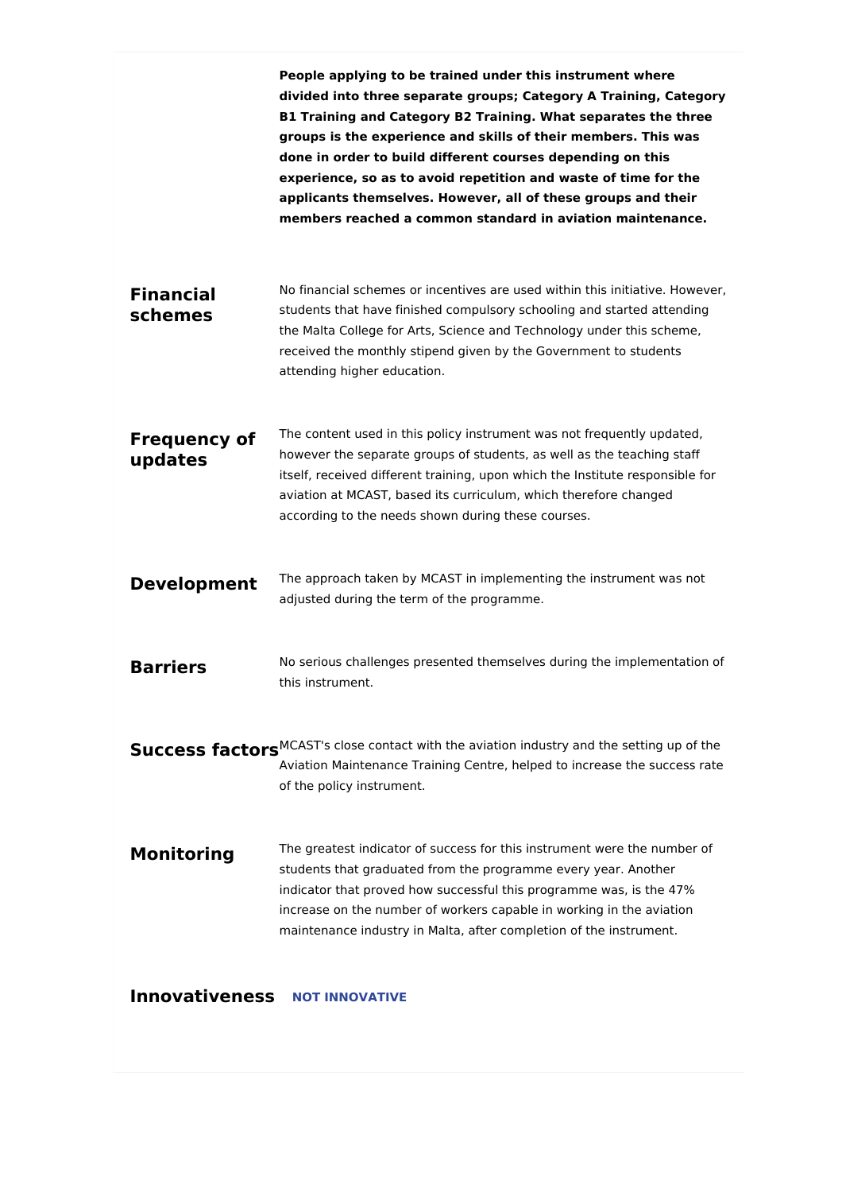**People applying to be trained under this instrument where divided into three separate groups; Category A Training, Category B1 Training and Category B2 Training. What separates the three groups is the experience and skills of their members. This was done in order to build different courses depending on this experience, so as to avoid repetition and waste of time for the applicants themselves. However, all of these groups and their members reached a common standard in aviation maintenance.**

## Financial schemes

No financial schemes or incentives are used within this initiative. However, students that have finished compulsory schooling and started attending the Malta College for Arts, Science and Technology under this scheme, received the monthly stipend given by the Government to students attending higher education.

## Frequency of updates

The content used in this policy instrument was not frequently updated, however the separate groups of students, as well as the teaching staff itself, received different training, upon which the Institute responsible for aviation at MCAST, based its curriculum, which therefore changed according to the needs shown during these courses.

## Development

The approach taken by MCAST in implementing the instrument was not adjusted during the term of the programme.

## Barriers

No serious challenges presented themselves during the implementation of this instrument.

## Success factors

MCAST's close contact with the aviation industry and the setting up of the Aviation Maintenance Training Centre, helped to increase the success rate of the policy instrument.

## Monitoring

The greatest indicator of success for this instrument were the number of students that graduated from the programme every year. Another indicator that proved how successful this programme was, is the 47% increase on the number of workers capable in working in the aviation maintenance industry in Malta, after completion of the instrument.

## Innovativeness

**NOT INNOVATIVE**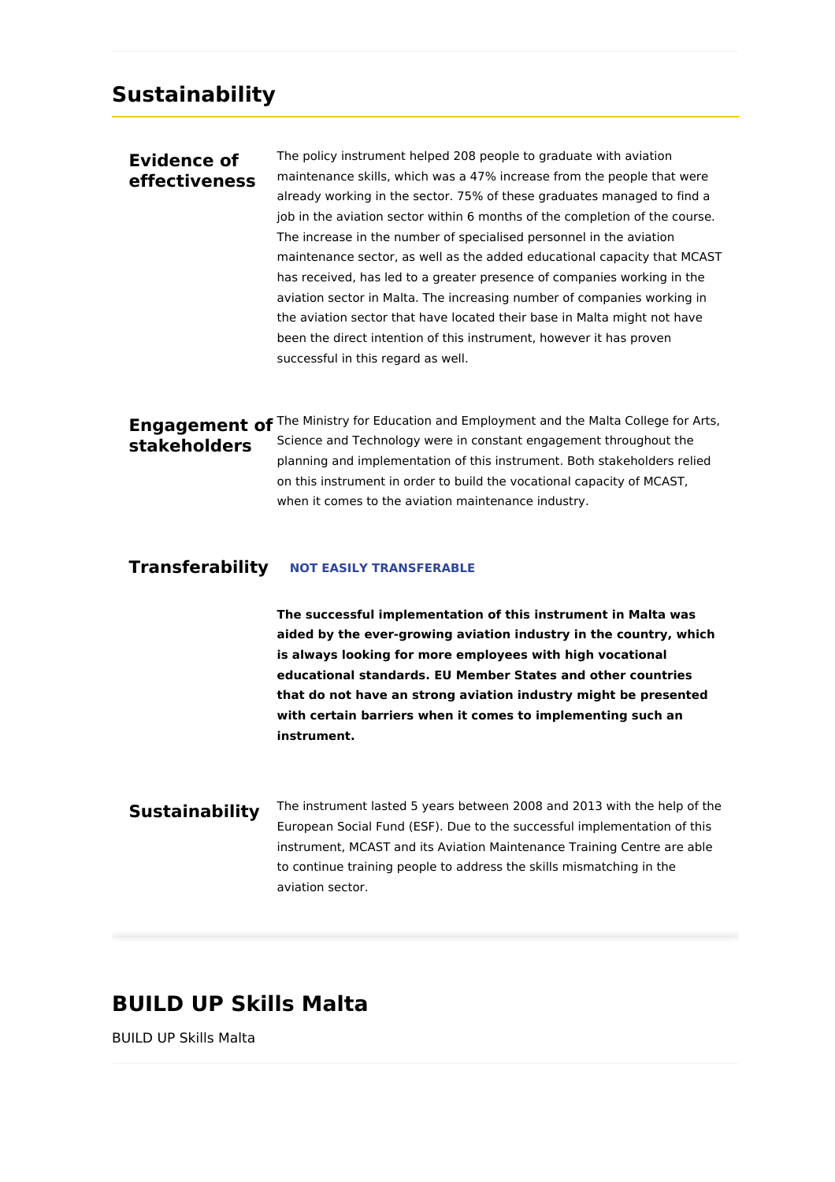## Sustainability

### Evidence of effectiveness

The policy instrument helped 208 people to graduate with aviation maintenance skills, which was a 47% increase from the people that were already working in the sector. 75% of these graduates managed to find a job in the aviation sector within 6 months of the completion of the course. The increase in the number of specialised personnel in the aviation maintenance sector, as well as the added educational capacity that MCAST has received, has led to a greater presence of companies working in the aviation sector in Malta. The increasing number of companies working in the aviation sector that have located their base in Malta might not have been the direct intention of this instrument, however it has proven successful in this regard as well.

### Engagement of stakeholders

The Ministry for Education and Employment and the Malta College for Arts, Science and Technology were in constant engagement throughout the planning and implementation of this instrument. Both stakeholders relied on this instrument in order to build the vocational capacity of MCAST, when it comes to the aviation maintenance industry.

### Transferability

**NOT EASILY TRANSFERABLE**

**The successful implementation of this instrument in Malta was aided by the ever-growing aviation industry in the country, which is always looking for more employees with high vocational educational standards. EU Member States and other countries that do not have an strong aviation industry might be presented with certain barriers when it comes to implementing such an instrument.**

### Sustainability

The instrument lasted 5 years between 2008 and 2013 with the help of the European Social Fund (ESF). Due to the successful implementation of this instrument, MCAST and its Aviation Maintenance Training Centre are able to continue training people to address the skills mismatching in the aviation sector.

## BUILD UP Skills Malta

BUILD UP Skills Malta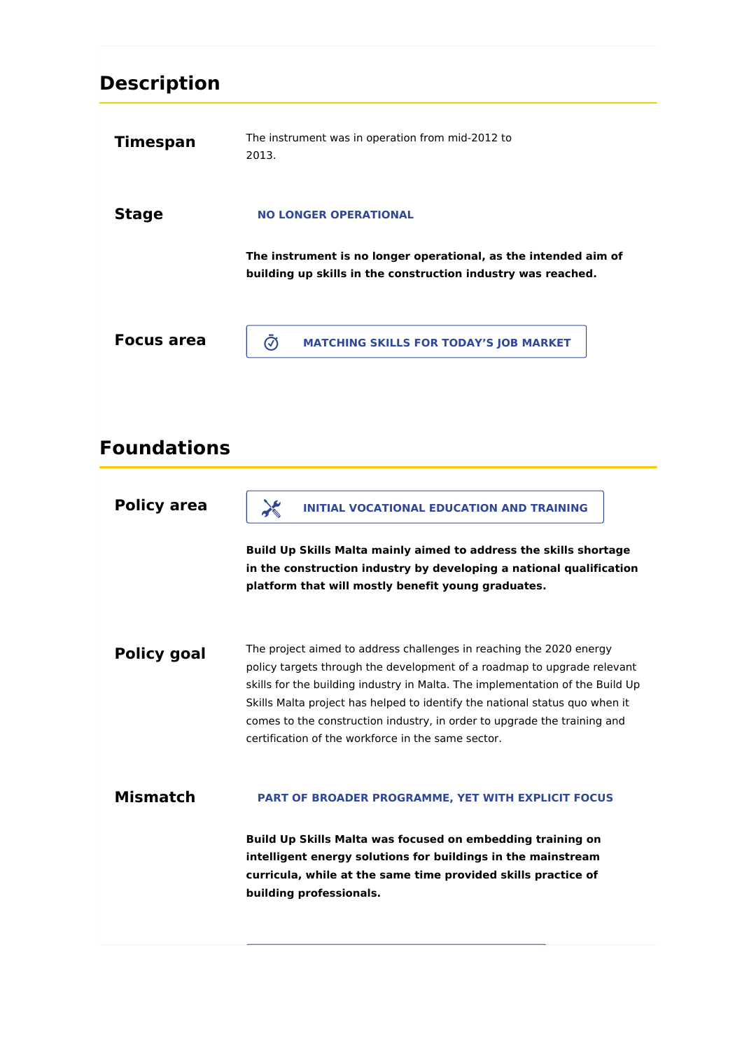## Description

**Timespan**

The instrument was in operation from mid-2012 to 2013.

**Stage**

NO LONGER OPERATIONAL

**The instrument is no longer operational, as the intended aim of building up skills in the construction industry was reached.**

**Focus area**

MATCHING SKILLS FOR TODAY'S JOB MARKET

## Foundations

**Policy area**

INITIAL VOCATIONAL EDUCATION AND TRAINING

**Build Up Skills Malta mainly aimed to address the skills shortage in the construction industry by developing a national qualification platform that will mostly benefit young graduates.**

**Policy goal**

The project aimed to address challenges in reaching the 2020 energy policy targets through the development of a roadmap to upgrade relevant skills for the building industry in Malta. The implementation of the Build Up Skills Malta project has helped to identify the national status quo when it comes to the construction industry, in order to upgrade the training and certification of the workforce in the same sector.

**Mismatch**

PART OF BROADER PROGRAMME, YET WITH EXPLICIT FOCUS

**Build Up Skills Malta was focused on embedding training on intelligent energy solutions for buildings in the mainstream curricula, while at the same time provided skills practice of building professionals.**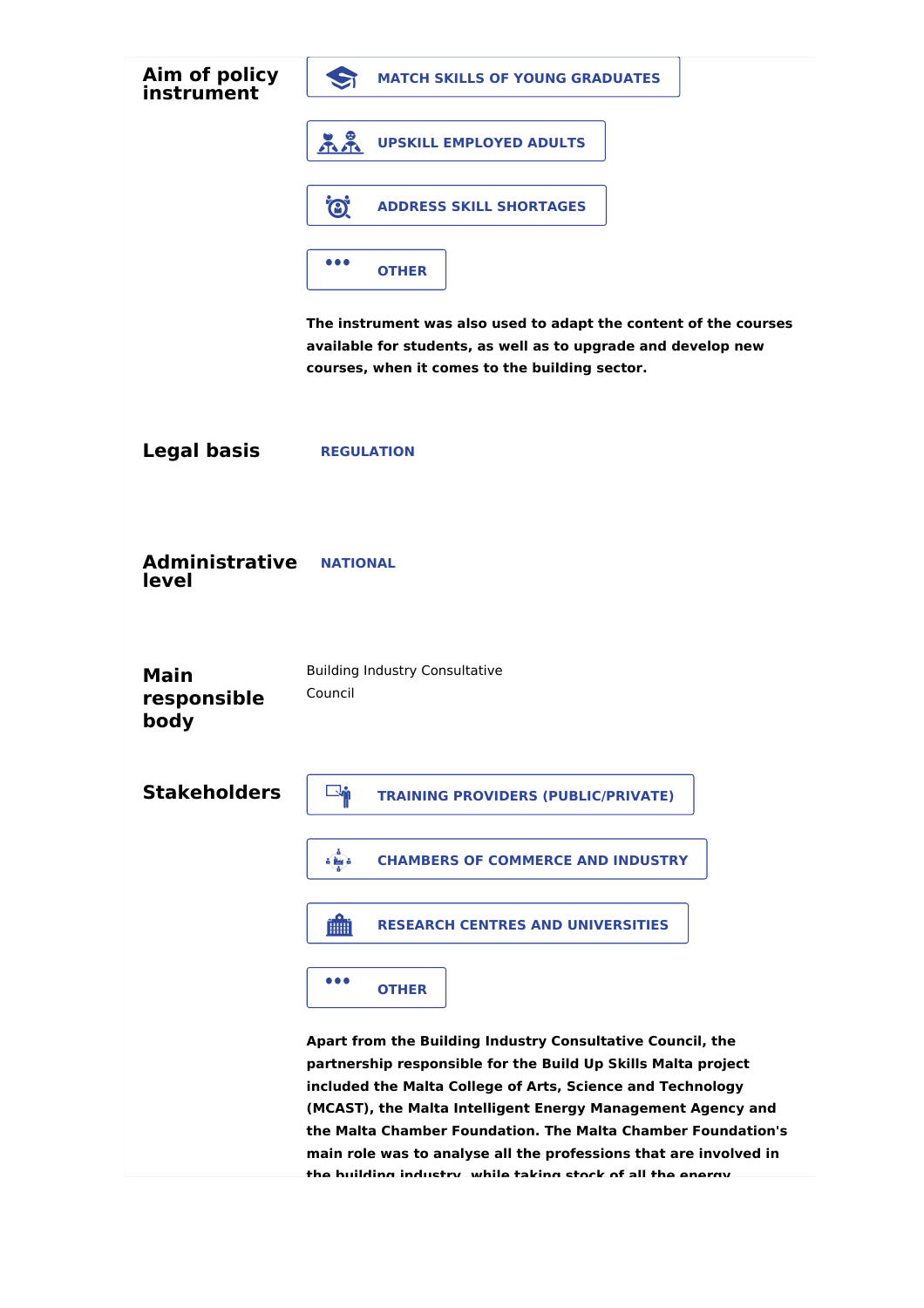**Aim of policy instrument**

- MATCH SKILLS OF YOUNG GRADUATES
- UPSKILL EMPLOYED ADULTS
- ADDRESS SKILL SHORTAGES
- OTHER

**The instrument was also used to adapt the content of the courses available for students, as well as to upgrade and develop new courses, when it comes to the building sector.**

**Legal basis**

REGULATION

**Administrative level**

NATIONAL

**Main responsible body**

Building Industry Consultative Council

**Stakeholders**

- TRAINING PROVIDERS (PUBLIC/PRIVATE)
- CHAMBERS OF COMMERCE AND INDUSTRY
- RESEARCH CENTRES AND UNIVERSITIES
- OTHER

**Apart from the Building Industry Consultative Council, the partnership responsible for the Build Up Skills Malta project included the Malta College of Arts, Science and Technology (MCAST), the Malta Intelligent Energy Management Agency and the Malta Chamber Foundation. The Malta Chamber Foundation's main role was to analyse all the professions that are involved in the building industry, while taking stock of all the energy**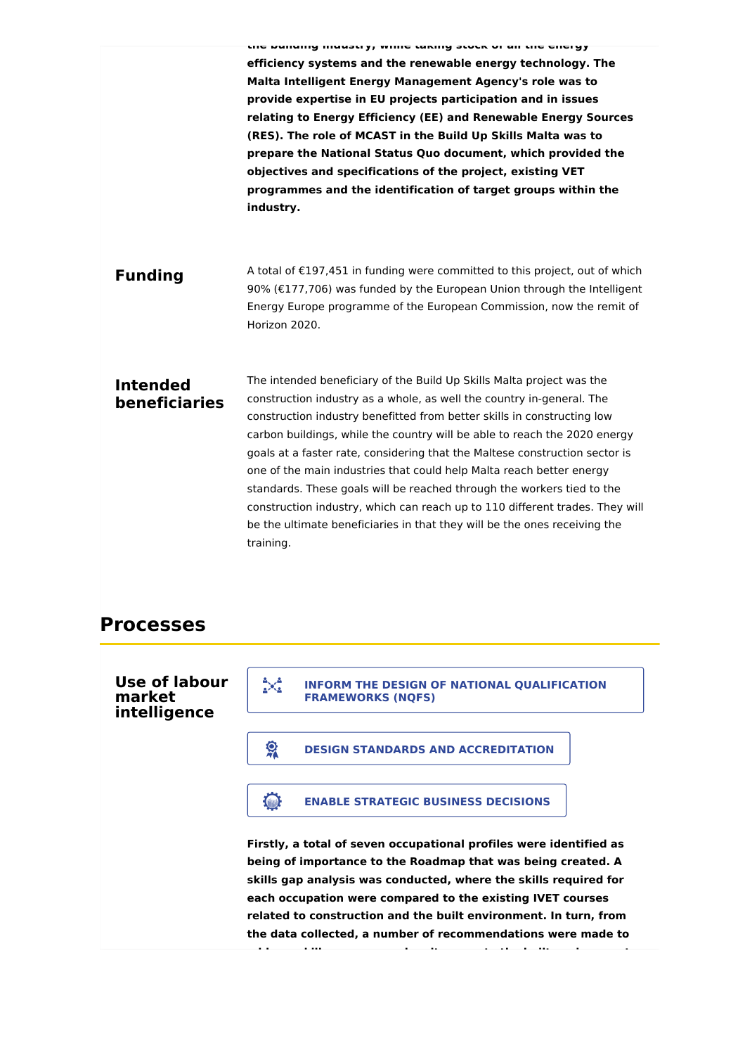**the building industry, while taking stock of all the energy efficiency systems and the renewable energy technology. The Malta Intelligent Energy Management Agency's role was to provide expertise in EU projects participation and in issues relating to Energy Efficiency (EE) and Renewable Energy Sources (RES). The role of MCAST in the Build Up Skills Malta was to prepare the National Status Quo document, which provided the objectives and specifications of the project, existing VET programmes and the identification of target groups within the industry.**

### Funding

A total of €197,451 in funding were committed to this project, out of which 90% (€177,706) was funded by the European Union through the Intelligent Energy Europe programme of the European Commission, now the remit of Horizon 2020.

### Intended beneficiaries

The intended beneficiary of the Build Up Skills Malta project was the construction industry as a whole, as well the country in-general. The construction industry benefitted from better skills in constructing low carbon buildings, while the country will be able to reach the 2020 energy goals at a faster rate, considering that the Maltese construction sector is one of the main industries that could help Malta reach better energy standards. These goals will be reached through the workers tied to the construction industry, which can reach up to 110 different trades. They will be the ultimate beneficiaries in that they will be the ones receiving the training.

## Processes

### Use of labour market intelligence

- INFORM THE DESIGN OF NATIONAL QUALIFICATION FRAMEWORKS (NQFS)
- DESIGN STANDARDS AND ACCREDITATION
- ENABLE STRATEGIC BUSINESS DECISIONS

**Firstly, a total of seven occupational profiles were identified as being of importance to the Roadmap that was being created. A skills gap analysis was conducted, where the skills required for each occupation were compared to the existing IVET courses related to construction and the built environment. In turn, from the data collected, a number of recommendations were made to**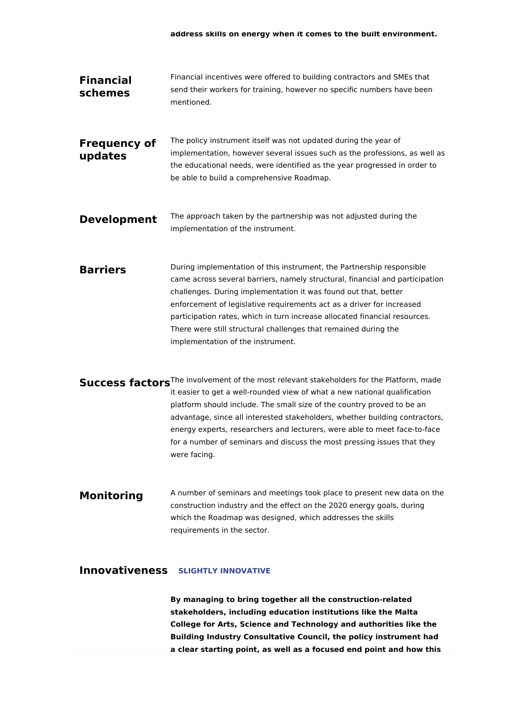**address skills on energy when it comes to the built environment.**

**Financial schemes**

Financial incentives were offered to building contractors and SMEs that send their workers for training, however no specific numbers have been mentioned.

**Frequency of updates**

The policy instrument itself was not updated during the year of implementation, however several issues such as the professions, as well as the educational needs, were identified as the year progressed in order to be able to build a comprehensive Roadmap.

**Development**

The approach taken by the partnership was not adjusted during the implementation of the instrument.

**Barriers**

During implementation of this instrument, the Partnership responsible came across several barriers, namely structural, financial and participation challenges. During implementation it was found out that, better enforcement of legislative requirements act as a driver for increased participation rates, which in turn increase allocated financial resources. There were still structural challenges that remained during the implementation of the instrument.

**Success factors**

The involvement of the most relevant stakeholders for the Platform, made it easier to get a well-rounded view of what a new national qualification platform should include. The small size of the country proved to be an advantage, since all interested stakeholders, whether building contractors, energy experts, researchers and lecturers, were able to meet face-to-face for a number of seminars and discuss the most pressing issues that they were facing.

**Monitoring**

A number of seminars and meetings took place to present new data on the construction industry and the effect on the 2020 energy goals, during which the Roadmap was designed, which addresses the skills requirements in the sector.

**Innovativeness** SLIGHTLY INNOVATIVE

**By managing to bring together all the construction-related stakeholders, including education institutions like the Malta College for Arts, Science and Technology and authorities like the Building Industry Consultative Council, the policy instrument had a clear starting point, as well as a focused end point and how this**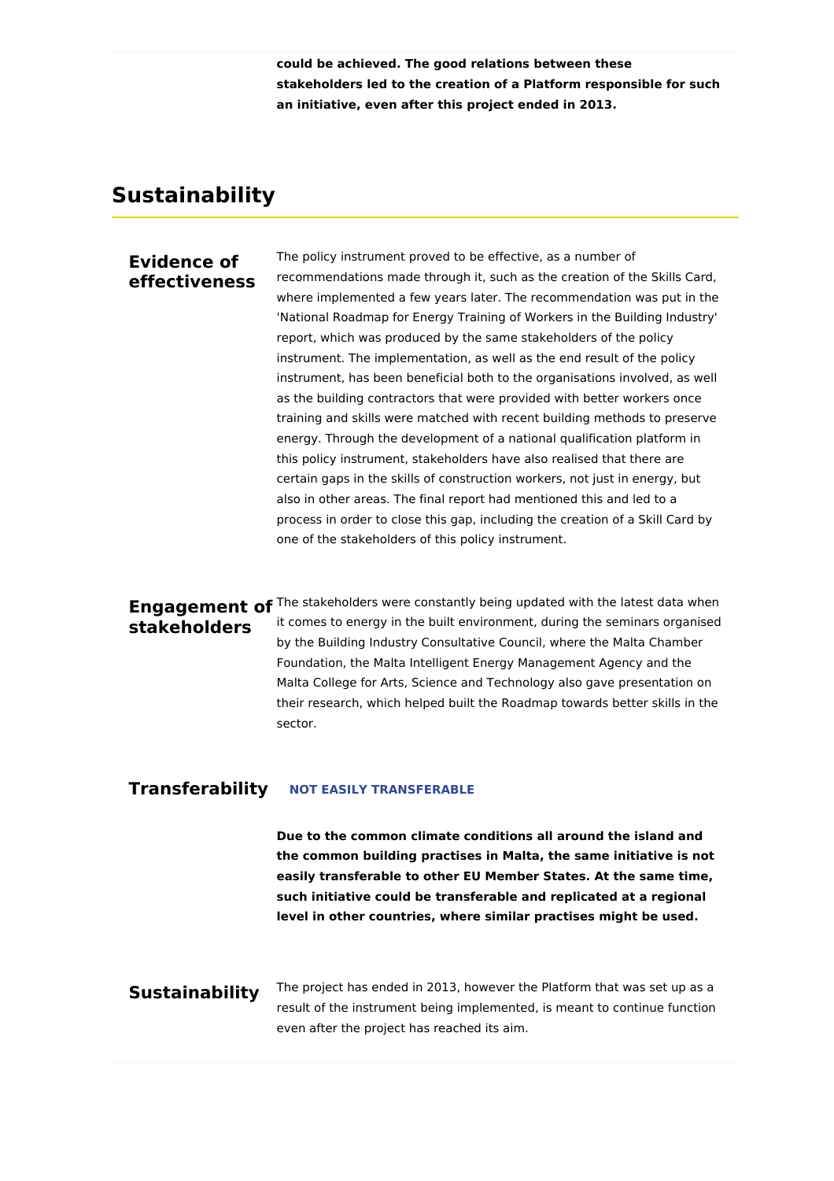**could be achieved. The good relations between these stakeholders led to the creation of a Platform responsible for such an initiative, even after this project ended in 2013.**

## Sustainability

### Evidence of effectiveness

The policy instrument proved to be effective, as a number of recommendations made through it, such as the creation of the Skills Card, where implemented a few years later. The recommendation was put in the 'National Roadmap for Energy Training of Workers in the Building Industry' report, which was produced by the same stakeholders of the policy instrument. The implementation, as well as the end result of the policy instrument, has been beneficial both to the organisations involved, as well as the building contractors that were provided with better workers once training and skills were matched with recent building methods to preserve energy. Through the development of a national qualification platform in this policy instrument, stakeholders have also realised that there are certain gaps in the skills of construction workers, not just in energy, but also in other areas. The final report had mentioned this and led to a process in order to close this gap, including the creation of a Skill Card by one of the stakeholders of this policy instrument.

### Engagement of stakeholders

The stakeholders were constantly being updated with the latest data when it comes to energy in the built environment, during the seminars organised by the Building Industry Consultative Council, where the Malta Chamber Foundation, the Malta Intelligent Energy Management Agency and the Malta College for Arts, Science and Technology also gave presentation on their research, which helped built the Roadmap towards better skills in the sector.

### Transferability

**NOT EASILY TRANSFERABLE**

**Due to the common climate conditions all around the island and the common building practises in Malta, the same initiative is not easily transferable to other EU Member States. At the same time, such initiative could be transferable and replicated at a regional level in other countries, where similar practises might be used.**

### Sustainability

The project has ended in 2013, however the Platform that was set up as a result of the instrument being implemented, is meant to continue function even after the project has reached its aim.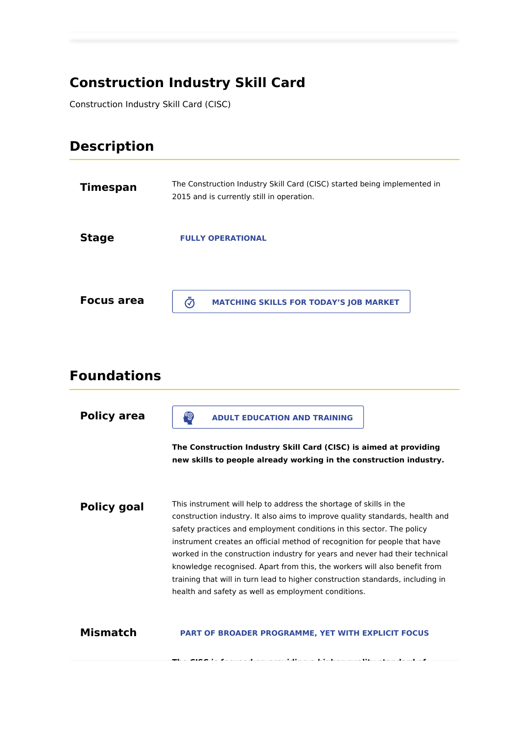# Construction Industry Skill Card

Construction Industry Skill Card (CISC)

## Description

**Timespan**

The Construction Industry Skill Card (CISC) started being implemented in 2015 and is currently still in operation.

**Stage**

FULLY OPERATIONAL

**Focus area**

MATCHING SKILLS FOR TODAY'S JOB MARKET

## Foundations

**Policy area**

ADULT EDUCATION AND TRAINING

**The Construction Industry Skill Card (CISC) is aimed at providing new skills to people already working in the construction industry.**

**Policy goal**

This instrument will help to address the shortage of skills in the construction industry. It also aims to improve quality standards, health and safety practices and employment conditions in this sector. The policy instrument creates an official method of recognition for people that have worked in the construction industry for years and never had their technical knowledge recognised. Apart from this, the workers will also benefit from training that will in turn lead to higher construction standards, including in health and safety as well as employment conditions.

**Mismatch**

PART OF BROADER PROGRAMME, YET WITH EXPLICIT FOCUS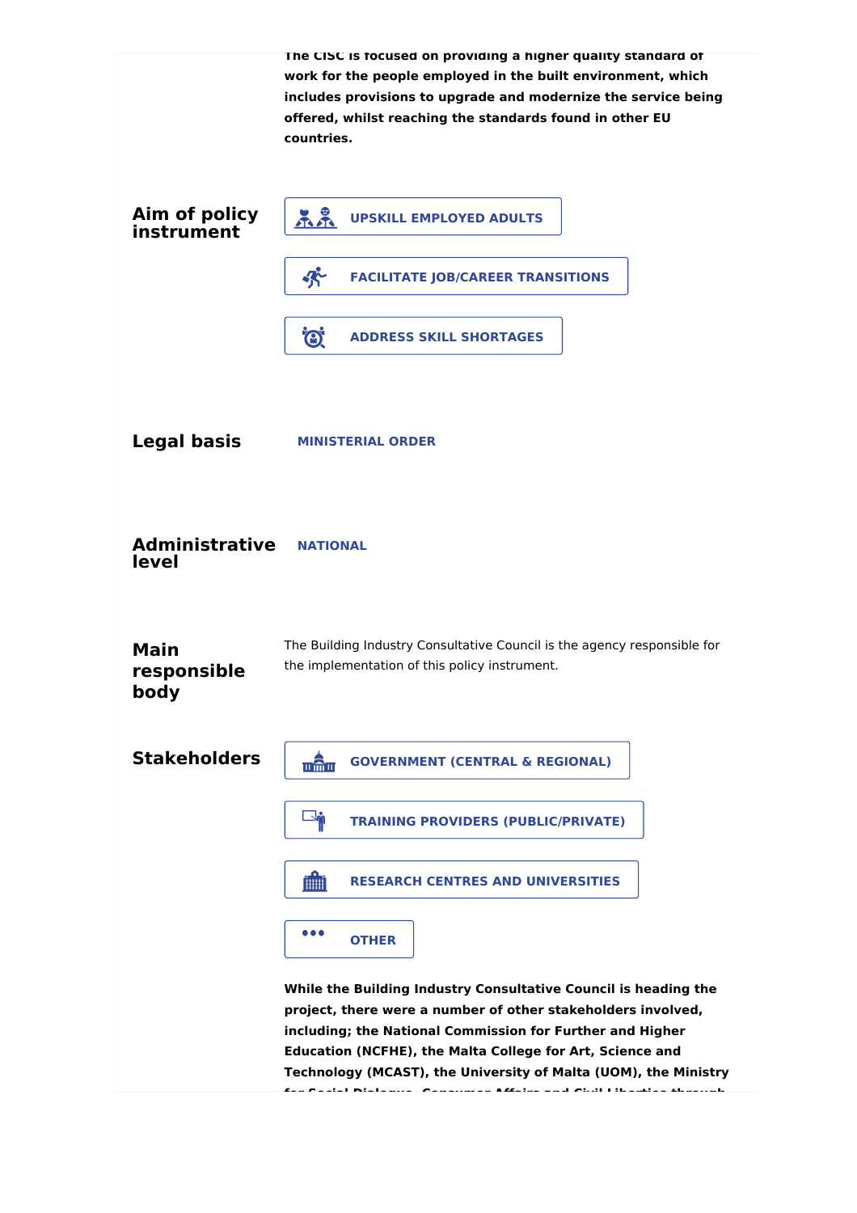**The CISC is focused on providing a higher quality standard of work for the people employed in the built environment, which includes provisions to upgrade and modernize the service being offered, whilst reaching the standards found in other EU countries.**

## Aim of policy instrument

- UPSKILL EMPLOYED ADULTS
- FACILITATE JOB/CAREER TRANSITIONS
- ADDRESS SKILL SHORTAGES

## Legal basis

MINISTERIAL ORDER

## Administrative level

NATIONAL

## Main responsible body

The Building Industry Consultative Council is the agency responsible for the implementation of this policy instrument.

## Stakeholders

- GOVERNMENT (CENTRAL & REGIONAL)
- TRAINING PROVIDERS (PUBLIC/PRIVATE)
- RESEARCH CENTRES AND UNIVERSITIES
- OTHER

**While the Building Industry Consultative Council is heading the project, there were a number of other stakeholders involved, including; the National Commission for Further and Higher Education (NCFHE), the Malta College for Art, Science and Technology (MCAST), the University of Malta (UOM), the Ministry for Social Dialogue, Consumer Affairs and Civil Liberties through**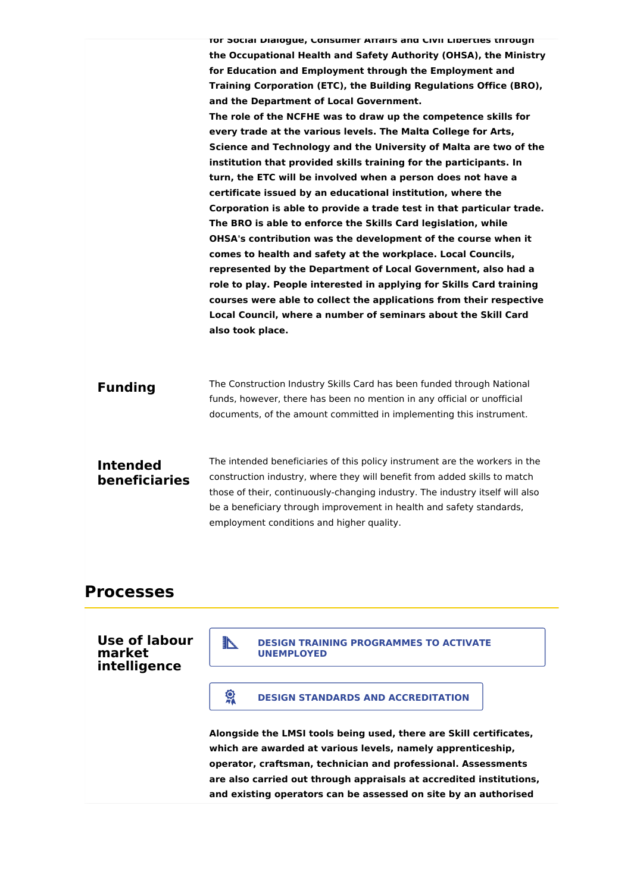**for Social Dialogue, Consumer Affairs and Civil Liberties through the Occupational Health and Safety Authority (OHSA), the Ministry for Education and Employment through the Employment and Training Corporation (ETC), the Building Regulations Office (BRO), and the Department of Local Government.**

**The role of the NCFHE was to draw up the competence skills for every trade at the various levels. The Malta College for Arts, Science and Technology and the University of Malta are two of the institution that provided skills training for the participants. In turn, the ETC will be involved when a person does not have a certificate issued by an educational institution, where the Corporation is able to provide a trade test in that particular trade. The BRO is able to enforce the Skills Card legislation, while OHSA's contribution was the development of the course when it comes to health and safety at the workplace. Local Councils, represented by the Department of Local Government, also had a role to play. People interested in applying for Skills Card training courses were able to collect the applications from their respective Local Council, where a number of seminars about the Skill Card also took place.**

### Funding

The Construction Industry Skills Card has been funded through National funds, however, there has been no mention in any official or unofficial documents, of the amount committed in implementing this instrument.

### Intended beneficiaries

The intended beneficiaries of this policy instrument are the workers in the construction industry, where they will benefit from added skills to match those of their, continuously-changing industry. The industry itself will also be a beneficiary through improvement in health and safety standards, employment conditions and higher quality.

## Processes

### Use of labour market intelligence

DESIGN TRAINING PROGRAMMES TO ACTIVATE UNEMPLOYED

DESIGN STANDARDS AND ACCREDITATION

**Alongside the LMSI tools being used, there are Skill certificates, which are awarded at various levels, namely apprenticeship, operator, craftsman, technician and professional. Assessments are also carried out through appraisals at accredited institutions, and existing operators can be assessed on site by an authorised**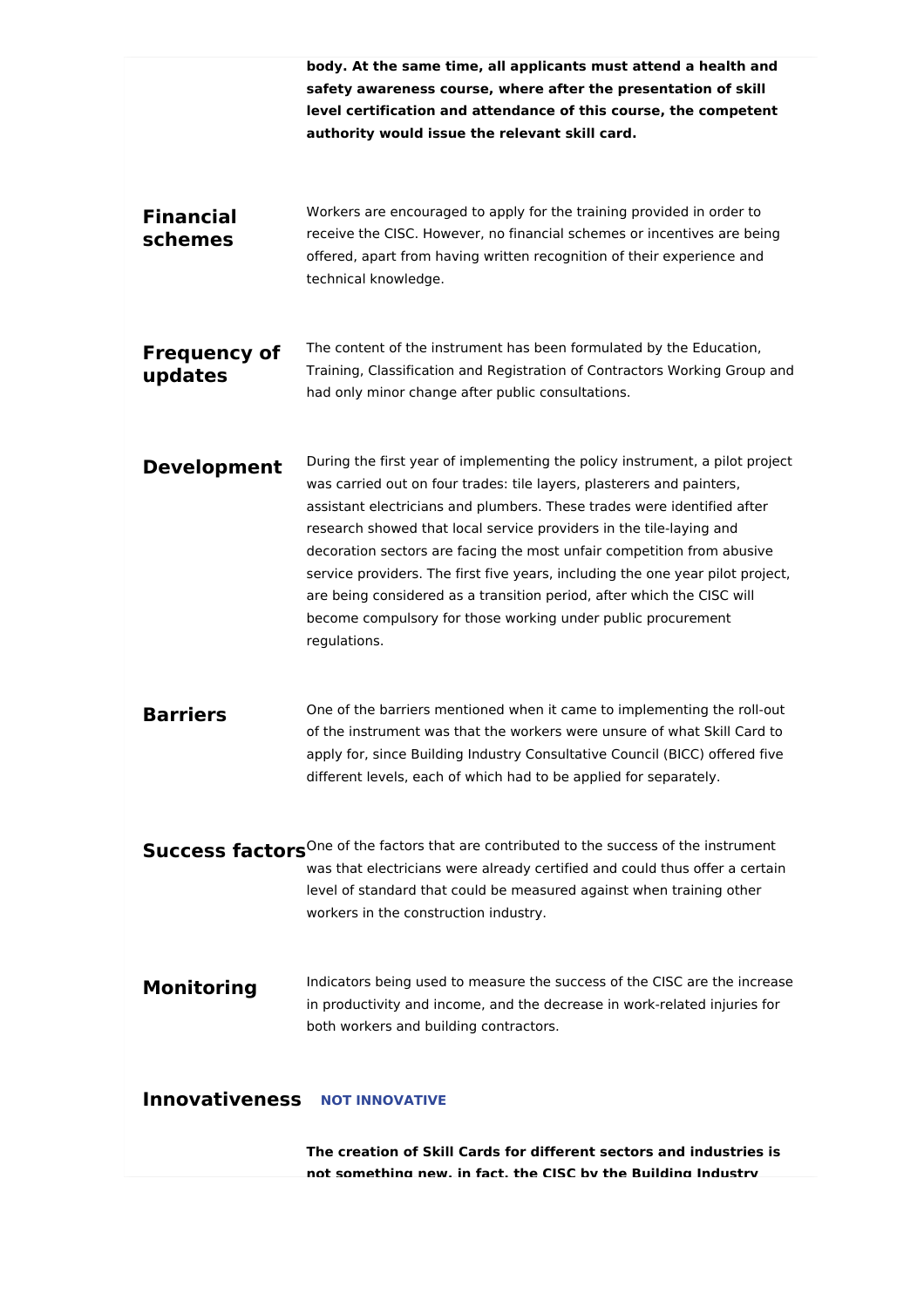**body. At the same time, all applicants must attend a health and safety awareness course, where after the presentation of skill level certification and attendance of this course, the competent authority would issue the relevant skill card.**

## Financial schemes

Workers are encouraged to apply for the training provided in order to receive the CISC. However, no financial schemes or incentives are being offered, apart from having written recognition of their experience and technical knowledge.

## Frequency of updates

The content of the instrument has been formulated by the Education, Training, Classification and Registration of Contractors Working Group and had only minor change after public consultations.

## Development

During the first year of implementing the policy instrument, a pilot project was carried out on four trades: tile layers, plasterers and painters, assistant electricians and plumbers. These trades were identified after research showed that local service providers in the tile-laying and decoration sectors are facing the most unfair competition from abusive service providers. The first five years, including the one year pilot project, are being considered as a transition period, after which the CISC will become compulsory for those working under public procurement regulations.

## Barriers

One of the barriers mentioned when it came to implementing the roll-out of the instrument was that the workers were unsure of what Skill Card to apply for, since Building Industry Consultative Council (BICC) offered five different levels, each of which had to be applied for separately.

## Success factors

One of the factors that are contributed to the success of the instrument was that electricians were already certified and could thus offer a certain level of standard that could be measured against when training other workers in the construction industry.

## Monitoring

Indicators being used to measure the success of the CISC are the increase in productivity and income, and the decrease in work-related injuries for both workers and building contractors.

## Innovativeness

**NOT INNOVATIVE**

**The creation of Skill Cards for different sectors and industries is not something new, in fact, the CISC by the Building Industry**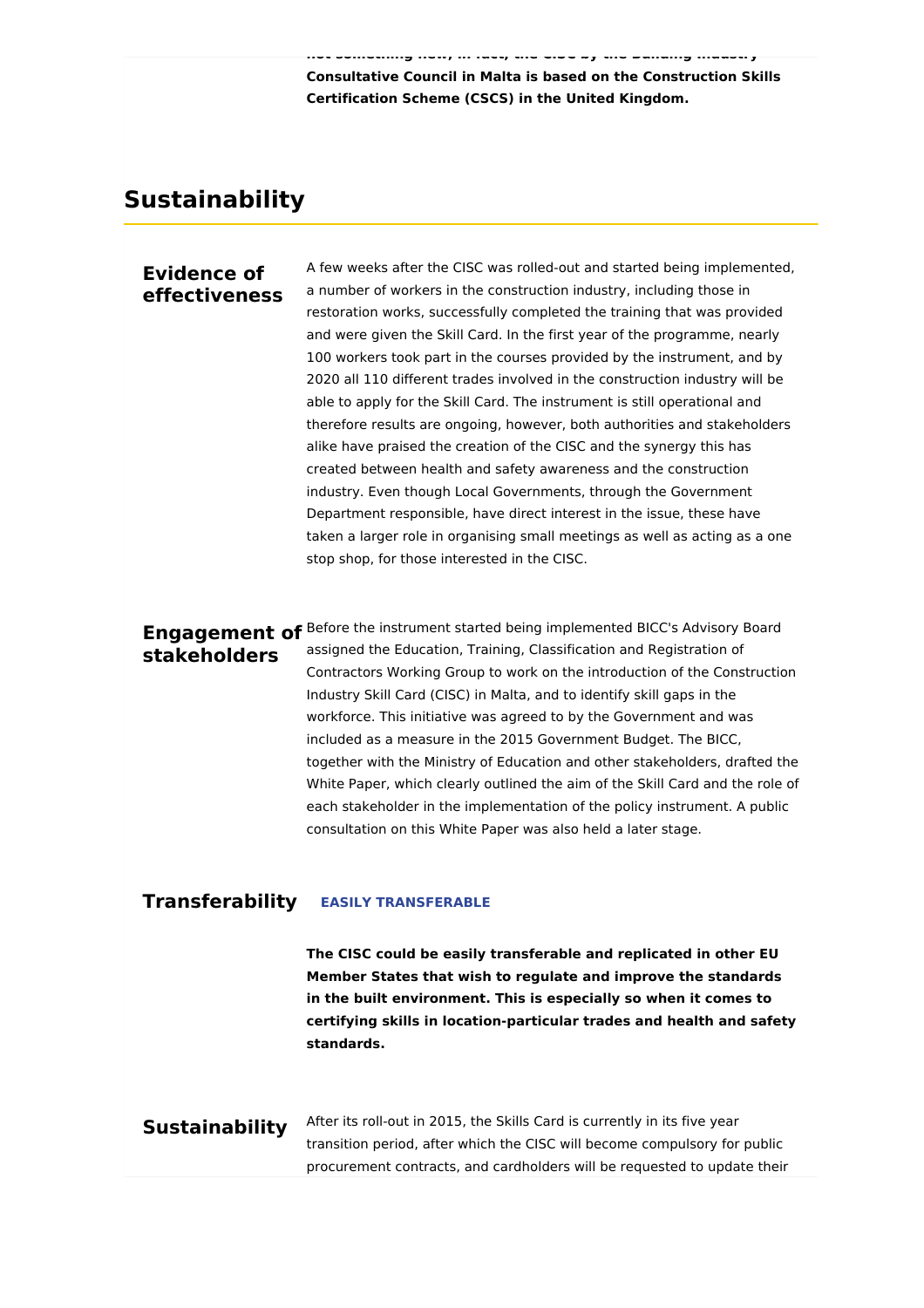**not something new, in fact, the CISC by the Building Industry Consultative Council in Malta is based on the Construction Skills Certification Scheme (CSCS) in the United Kingdom.**

## Sustainability

### Evidence of effectiveness

A few weeks after the CISC was rolled-out and started being implemented, a number of workers in the construction industry, including those in restoration works, successfully completed the training that was provided and were given the Skill Card. In the first year of the programme, nearly 100 workers took part in the courses provided by the instrument, and by 2020 all 110 different trades involved in the construction industry will be able to apply for the Skill Card. The instrument is still operational and therefore results are ongoing, however, both authorities and stakeholders alike have praised the creation of the CISC and the synergy this has created between health and safety awareness and the construction industry. Even though Local Governments, through the Government Department responsible, have direct interest in the issue, these have taken a larger role in organising small meetings as well as acting as a one stop shop, for those interested in the CISC.

### Engagement of stakeholders

Before the instrument started being implemented BICC's Advisory Board assigned the Education, Training, Classification and Registration of Contractors Working Group to work on the introduction of the Construction Industry Skill Card (CISC) in Malta, and to identify skill gaps in the workforce. This initiative was agreed to by the Government and was included as a measure in the 2015 Government Budget. The BICC, together with the Ministry of Education and other stakeholders, drafted the White Paper, which clearly outlined the aim of the Skill Card and the role of each stakeholder in the implementation of the policy instrument. A public consultation on this White Paper was also held a later stage.

### Transferability

**EASILY TRANSFERABLE**

**The CISC could be easily transferable and replicated in other EU Member States that wish to regulate and improve the standards in the built environment. This is especially so when it comes to certifying skills in location-particular trades and health and safety standards.**

### Sustainability

After its roll-out in 2015, the Skills Card is currently in its five year transition period, after which the CISC will become compulsory for public procurement contracts, and cardholders will be requested to update their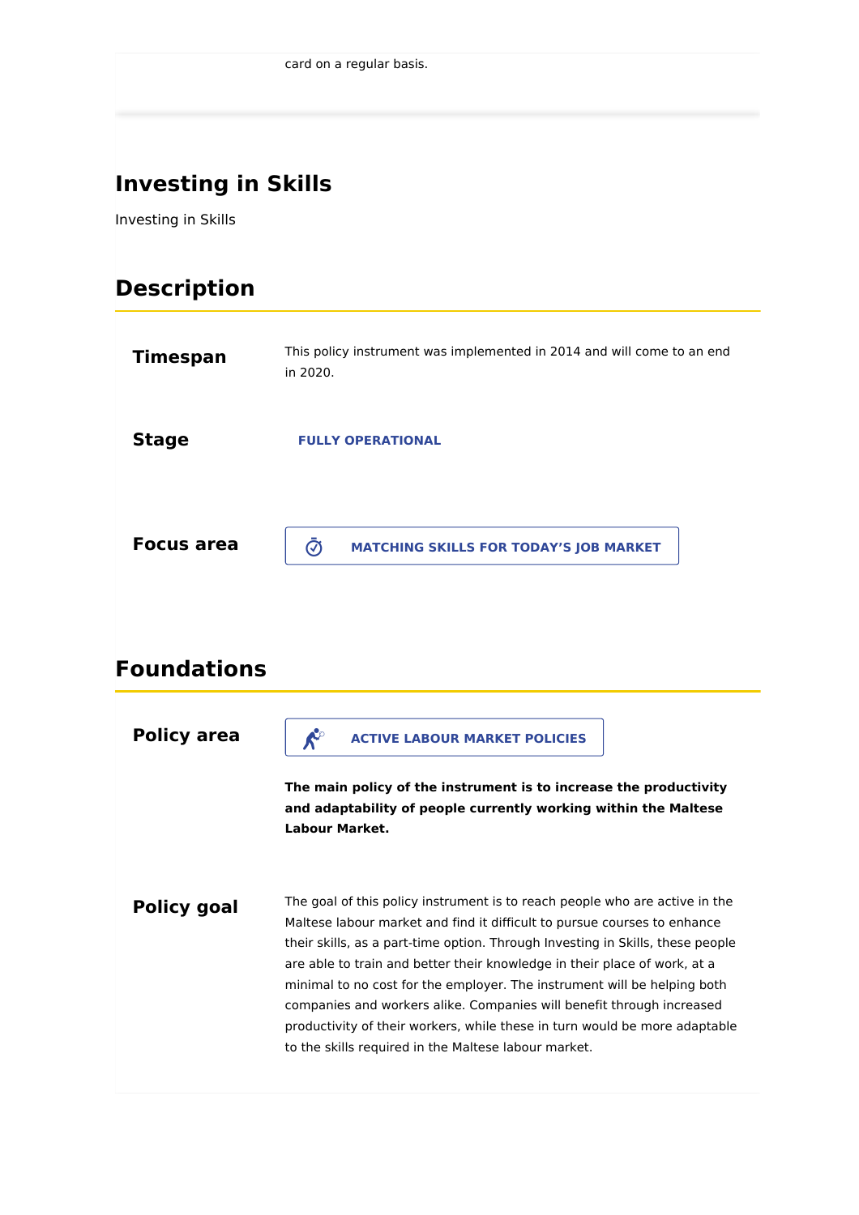card on a regular basis.

## Investing in Skills

Investing in Skills

## Description

**Timespan**

This policy instrument was implemented in 2014 and will come to an end in 2020.

**Stage**

FULLY OPERATIONAL

**Focus area**

MATCHING SKILLS FOR TODAY'S JOB MARKET

## Foundations

**Policy area**

ACTIVE LABOUR MARKET POLICIES

**The main policy of the instrument is to increase the productivity and adaptability of people currently working within the Maltese Labour Market.**

**Policy goal**

The goal of this policy instrument is to reach people who are active in the Maltese labour market and find it difficult to pursue courses to enhance their skills, as a part-time option. Through Investing in Skills, these people are able to train and better their knowledge in their place of work, at a minimal to no cost for the employer. The instrument will be helping both companies and workers alike. Companies will benefit through increased productivity of their workers, while these in turn would be more adaptable to the skills required in the Maltese labour market.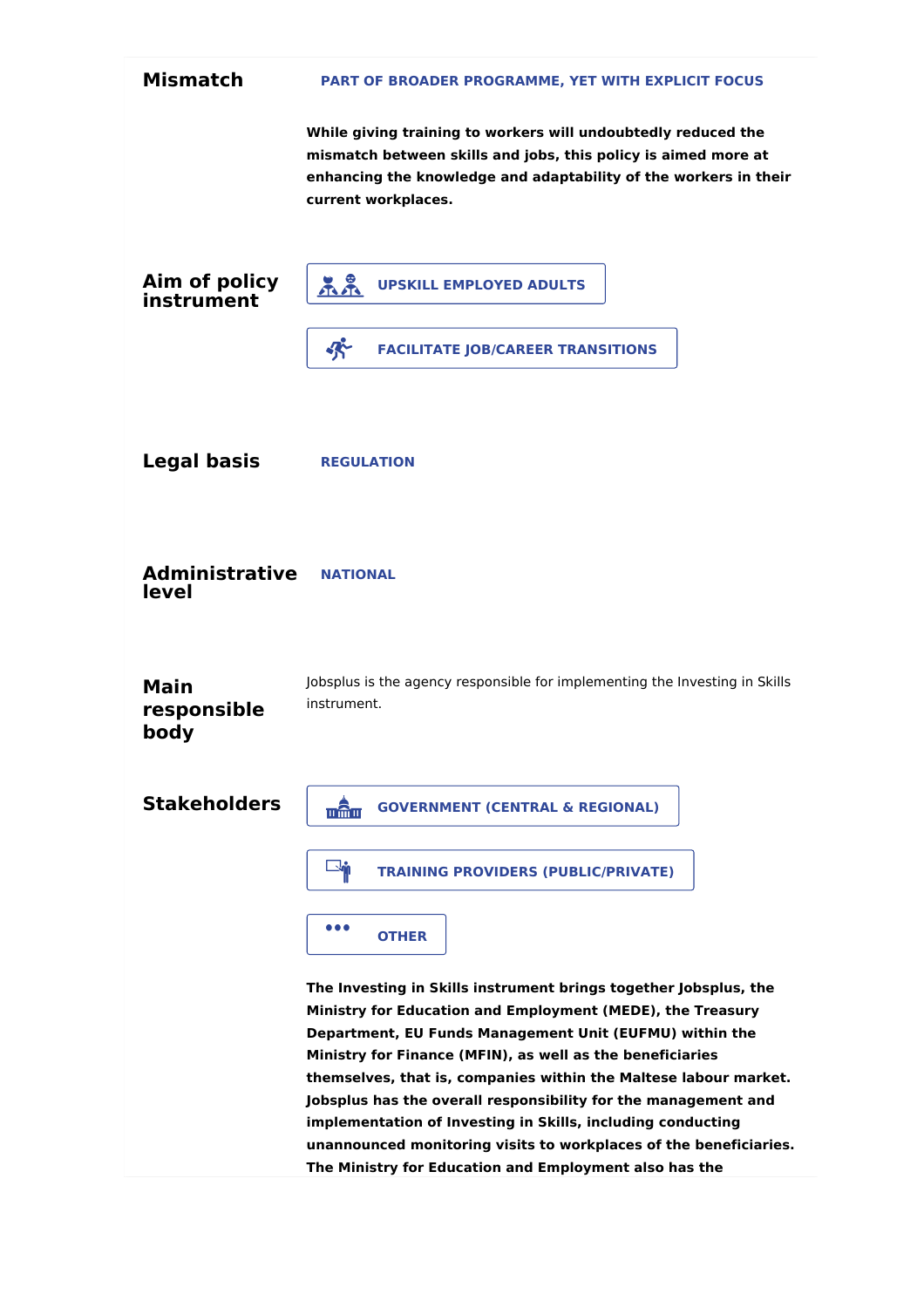### Mismatch

**PART OF BROADER PROGRAMME, YET WITH EXPLICIT FOCUS**

**While giving training to workers will undoubtedly reduced the mismatch between skills and jobs, this policy is aimed more at enhancing the knowledge and adaptability of the workers in their current workplaces.**

### Aim of policy instrument

- **UPSKILL EMPLOYED ADULTS**
- **FACILITATE JOB/CAREER TRANSITIONS**

### Legal basis

**REGULATION**

### Administrative level

**NATIONAL**

### Main responsible body

Jobsplus is the agency responsible for implementing the Investing in Skills instrument.

### Stakeholders

- **GOVERNMENT (CENTRAL & REGIONAL)**
- **TRAINING PROVIDERS (PUBLIC/PRIVATE)**
- **OTHER**

**The Investing in Skills instrument brings together Jobsplus, the Ministry for Education and Employment (MEDE), the Treasury Department, EU Funds Management Unit (EUFMU) within the Ministry for Finance (MFIN), as well as the beneficiaries themselves, that is, companies within the Maltese labour market. Jobsplus has the overall responsibility for the management and implementation of Investing in Skills, including conducting unannounced monitoring visits to workplaces of the beneficiaries. The Ministry for Education and Employment also has the**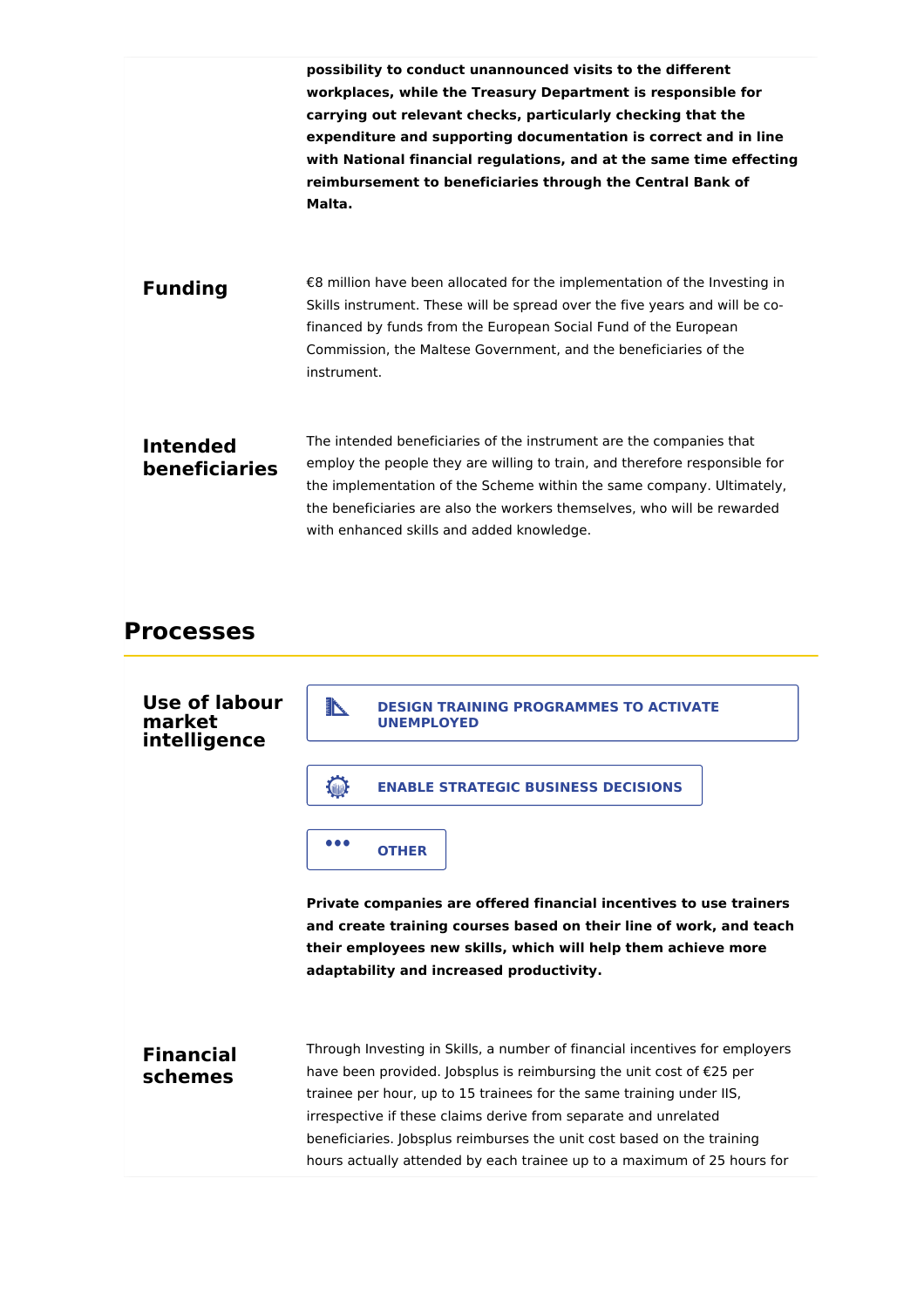**possibility to conduct unannounced visits to the different workplaces, while the Treasury Department is responsible for carrying out relevant checks, particularly checking that the expenditure and supporting documentation is correct and in line with National financial regulations, and at the same time effecting reimbursement to beneficiaries through the Central Bank of Malta.**

### Funding

€8 million have been allocated for the implementation of the Investing in Skills instrument. These will be spread over the five years and will be co-financed by funds from the European Social Fund of the European Commission, the Maltese Government, and the beneficiaries of the instrument.

### Intended beneficiaries

The intended beneficiaries of the instrument are the companies that employ the people they are willing to train, and therefore responsible for the implementation of the Scheme within the same company. Ultimately, the beneficiaries are also the workers themselves, who will be rewarded with enhanced skills and added knowledge.

## Processes

### Use of labour market intelligence

- DESIGN TRAINING PROGRAMMES TO ACTIVATE UNEMPLOYED
- ENABLE STRATEGIC BUSINESS DECISIONS
- OTHER

**Private companies are offered financial incentives to use trainers and create training courses based on their line of work, and teach their employees new skills, which will help them achieve more adaptability and increased productivity.**

### Financial schemes

Through Investing in Skills, a number of financial incentives for employers have been provided. Jobsplus is reimbursing the unit cost of €25 per trainee per hour, up to 15 trainees for the same training under IIS, irrespective if these claims derive from separate and unrelated beneficiaries. Jobsplus reimburses the unit cost based on the training hours actually attended by each trainee up to a maximum of 25 hours for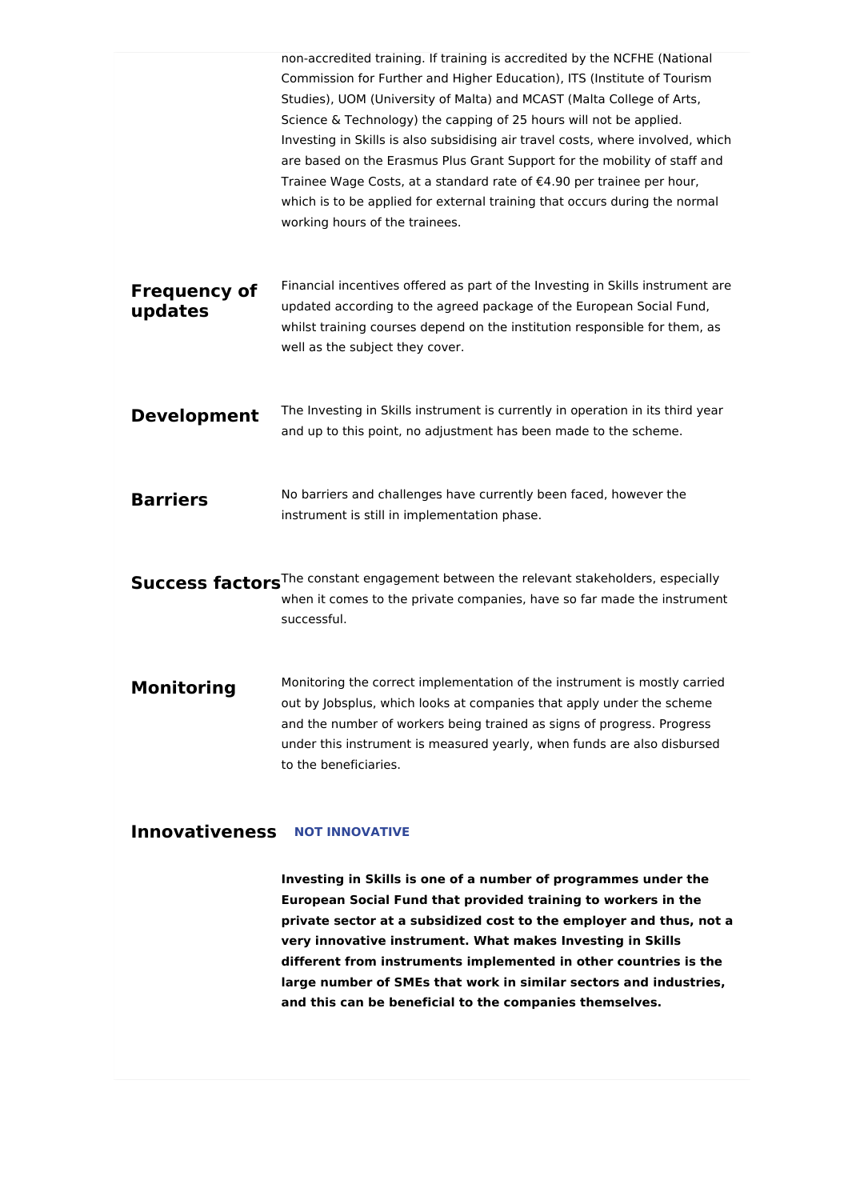non-accredited training. If training is accredited by the NCFHE (National Commission for Further and Higher Education), ITS (Institute of Tourism Studies), UOM (University of Malta) and MCAST (Malta College of Arts, Science & Technology) the capping of 25 hours will not be applied. Investing in Skills is also subsidising air travel costs, where involved, which are based on the Erasmus Plus Grant Support for the mobility of staff and Trainee Wage Costs, at a standard rate of €4.90 per trainee per hour, which is to be applied for external training that occurs during the normal working hours of the trainees.

## Frequency of updates

Financial incentives offered as part of the Investing in Skills instrument are updated according to the agreed package of the European Social Fund, whilst training courses depend on the institution responsible for them, as well as the subject they cover.

## Development

The Investing in Skills instrument is currently in operation in its third year and up to this point, no adjustment has been made to the scheme.

## Barriers

No barriers and challenges have currently been faced, however the instrument is still in implementation phase.

## Success factors

The constant engagement between the relevant stakeholders, especially when it comes to the private companies, have so far made the instrument successful.

## Monitoring

Monitoring the correct implementation of the instrument is mostly carried out by Jobsplus, which looks at companies that apply under the scheme and the number of workers being trained as signs of progress. Progress under this instrument is measured yearly, when funds are also disbursed to the beneficiaries.

## Innovativeness

**NOT INNOVATIVE**

**Investing in Skills is one of a number of programmes under the European Social Fund that provided training to workers in the private sector at a subsidized cost to the employer and thus, not a very innovative instrument. What makes Investing in Skills different from instruments implemented in other countries is the large number of SMEs that work in similar sectors and industries, and this can be beneficial to the companies themselves.**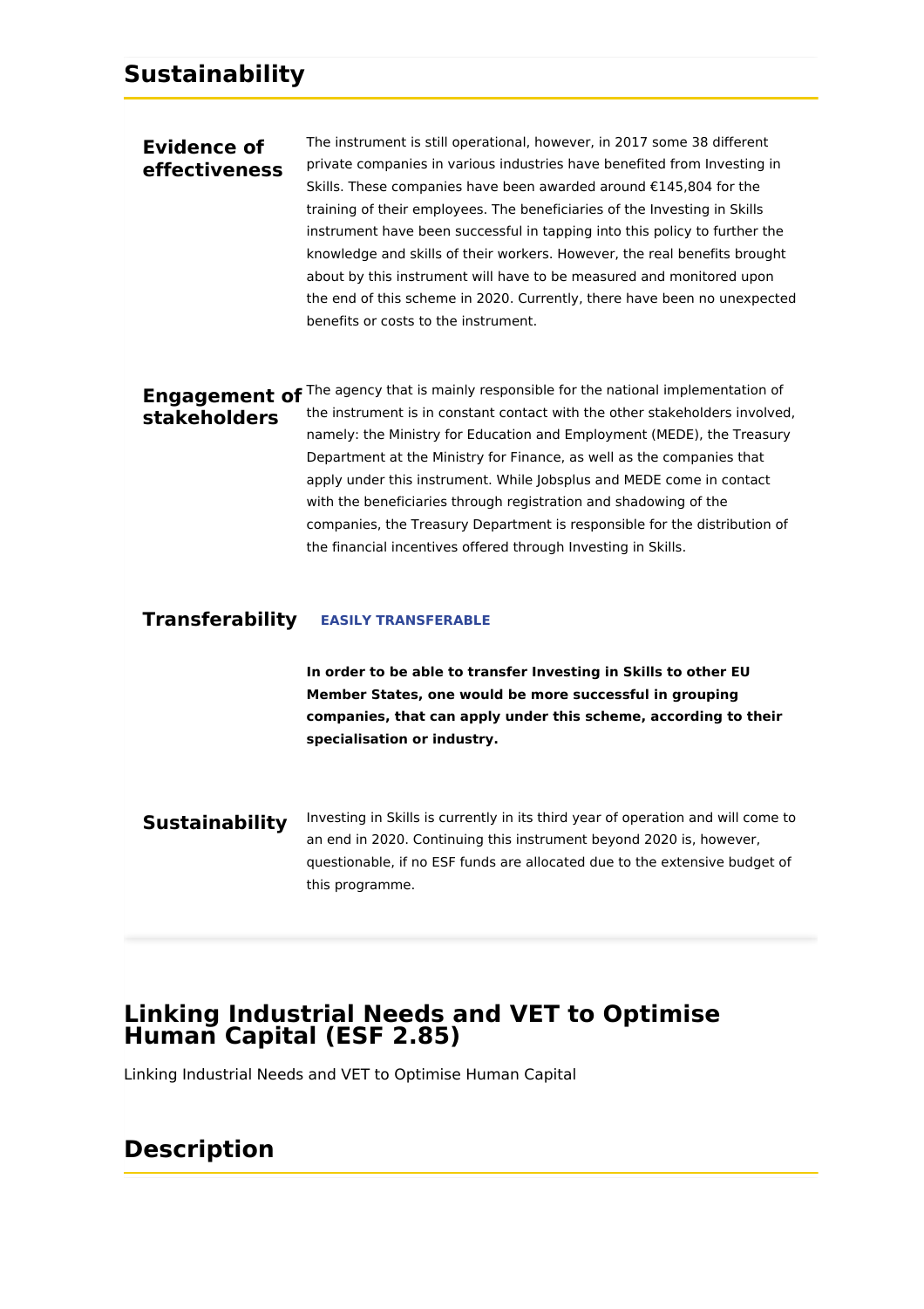## Sustainability

### Evidence of effectiveness

The instrument is still operational, however, in 2017 some 38 different private companies in various industries have benefited from Investing in Skills. These companies have been awarded around €145,804 for the training of their employees. The beneficiaries of the Investing in Skills instrument have been successful in tapping into this policy to further the knowledge and skills of their workers. However, the real benefits brought about by this instrument will have to be measured and monitored upon the end of this scheme in 2020. Currently, there have been no unexpected benefits or costs to the instrument.

### Engagement of stakeholders

The agency that is mainly responsible for the national implementation of the instrument is in constant contact with the other stakeholders involved, namely: the Ministry for Education and Employment (MEDE), the Treasury Department at the Ministry for Finance, as well as the companies that apply under this instrument. While Jobsplus and MEDE come in contact with the beneficiaries through registration and shadowing of the companies, the Treasury Department is responsible for the distribution of the financial incentives offered through Investing in Skills.

### Transferability

**EASILY TRANSFERABLE**

**In order to be able to transfer Investing in Skills to other EU Member States, one would be more successful in grouping companies, that can apply under this scheme, according to their specialisation or industry.**

### Sustainability

Investing in Skills is currently in its third year of operation and will come to an end in 2020. Continuing this instrument beyond 2020 is, however, questionable, if no ESF funds are allocated due to the extensive budget of this programme.

# Linking Industrial Needs and VET to Optimise Human Capital (ESF 2.85)

Linking Industrial Needs and VET to Optimise Human Capital

## Description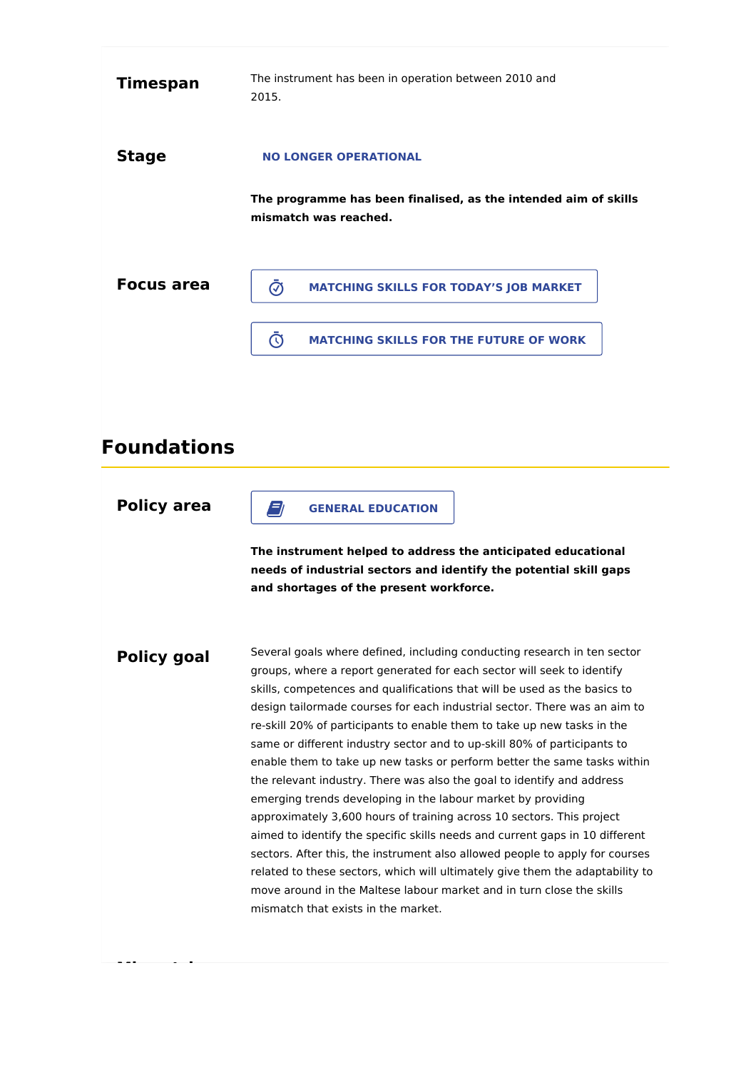**Timespan**

The instrument has been in operation between 2010 and 2015.

**Stage**

NO LONGER OPERATIONAL

**The programme has been finalised, as the intended aim of skills mismatch was reached.**

**Focus area**

MATCHING SKILLS FOR TODAY'S JOB MARKET

MATCHING SKILLS FOR THE FUTURE OF WORK

## Foundations

**Policy area**

GENERAL EDUCATION

**The instrument helped to address the anticipated educational needs of industrial sectors and identify the potential skill gaps and shortages of the present workforce.**

**Policy goal**

Several goals where defined, including conducting research in ten sector groups, where a report generated for each sector will seek to identify skills, competences and qualifications that will be used as the basics to design tailormade courses for each industrial sector. There was an aim to re-skill 20% of participants to enable them to take up new tasks in the same or different industry sector and to up-skill 80% of participants to enable them to take up new tasks or perform better the same tasks within the relevant industry. There was also the goal to identify and address emerging trends developing in the labour market by providing approximately 3,600 hours of training across 10 sectors. This project aimed to identify the specific skills needs and current gaps in 10 different sectors. After this, the instrument also allowed people to apply for courses related to these sectors, which will ultimately give them the adaptability to move around in the Maltese labour market and in turn close the skills mismatch that exists in the market.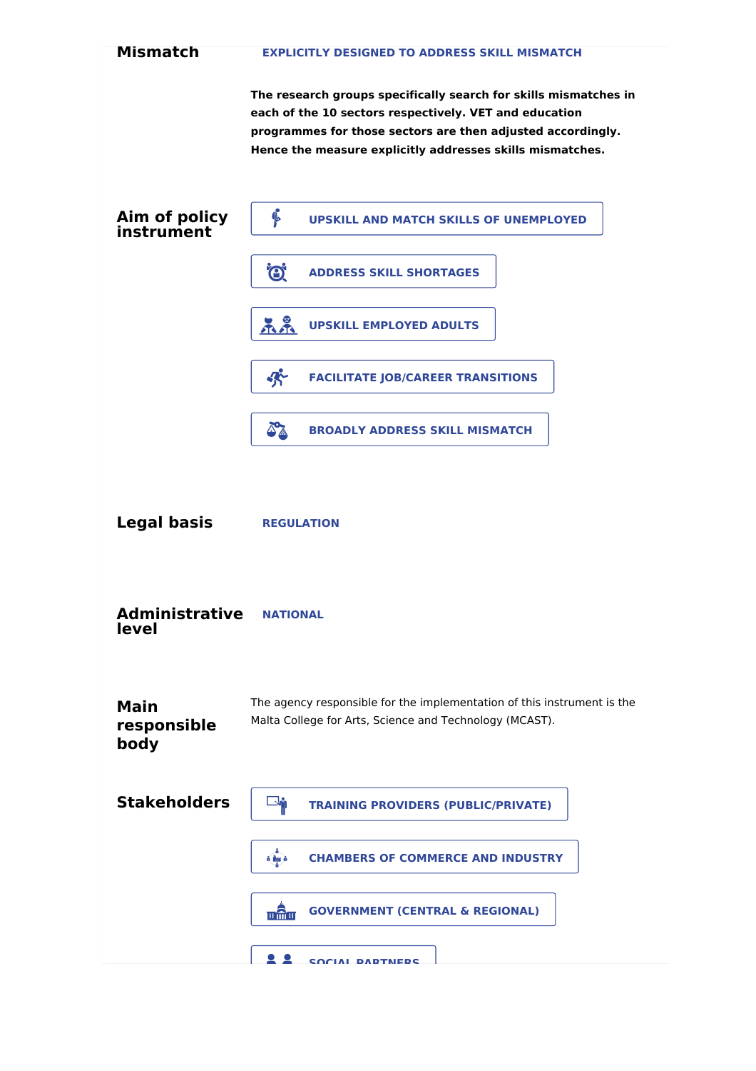**Mismatch**

EXPLICITLY DESIGNED TO ADDRESS SKILL MISMATCH

**The research groups specifically search for skills mismatches in each of the 10 sectors respectively. VET and education programmes for those sectors are then adjusted accordingly. Hence the measure explicitly addresses skills mismatches.**

**Aim of policy instrument**

- UPSKILL AND MATCH SKILLS OF UNEMPLOYED
- ADDRESS SKILL SHORTAGES
- UPSKILL EMPLOYED ADULTS
- FACILITATE JOB/CAREER TRANSITIONS
- BROADLY ADDRESS SKILL MISMATCH

**Legal basis**

REGULATION

**Administrative level**

NATIONAL

**Main responsible body**

The agency responsible for the implementation of this instrument is the Malta College for Arts, Science and Technology (MCAST).

**Stakeholders**

- TRAINING PROVIDERS (PUBLIC/PRIVATE)
- CHAMBERS OF COMMERCE AND INDUSTRY
- GOVERNMENT (CENTRAL & REGIONAL)
- SOCIAL PARTNERS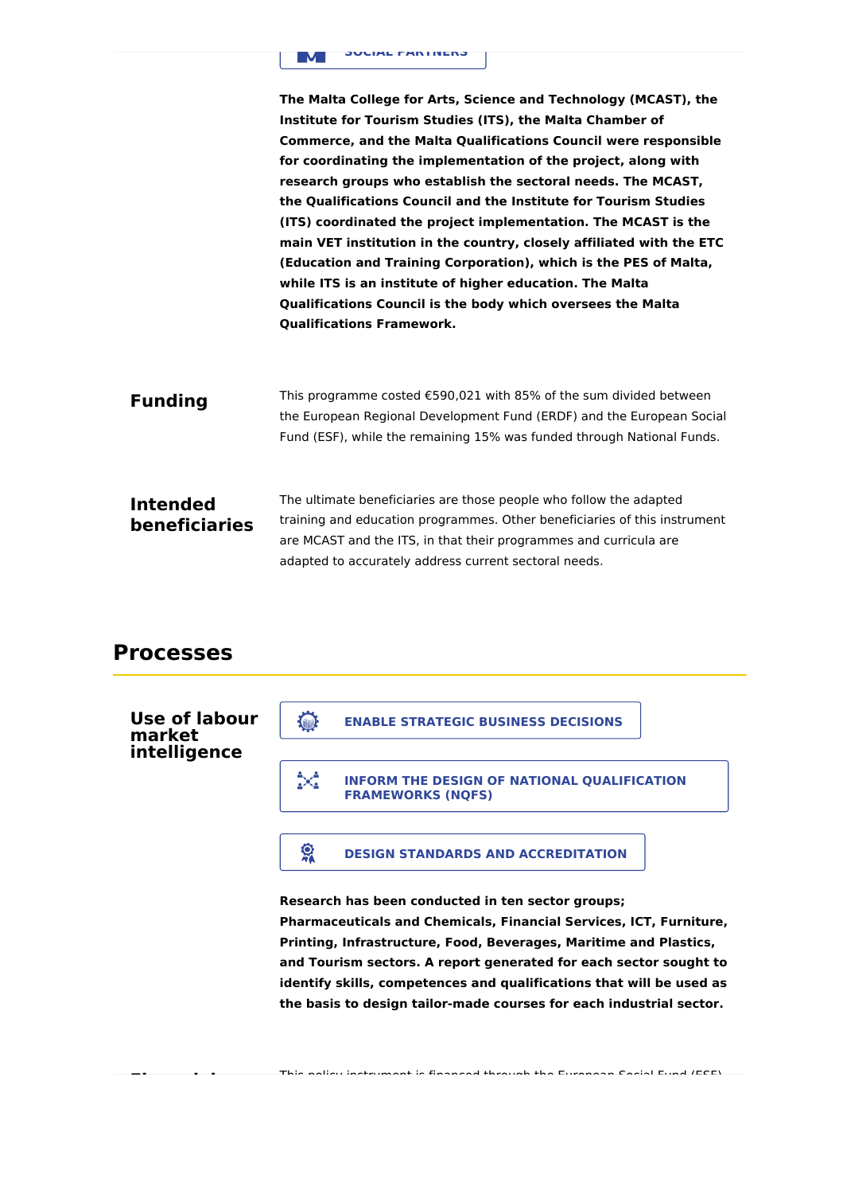SOCIAL PARTNERS

**The Malta College for Arts, Science and Technology (MCAST), the Institute for Tourism Studies (ITS), the Malta Chamber of Commerce, and the Malta Qualifications Council were responsible for coordinating the implementation of the project, along with research groups who establish the sectoral needs. The MCAST, the Qualifications Council and the Institute for Tourism Studies (ITS) coordinated the project implementation. The MCAST is the main VET institution in the country, closely affiliated with the ETC (Education and Training Corporation), which is the PES of Malta, while ITS is an institute of higher education. The Malta Qualifications Council is the body which oversees the Malta Qualifications Framework.**

### Funding

This programme costed €590,021 with 85% of the sum divided between the European Regional Development Fund (ERDF) and the European Social Fund (ESF), while the remaining 15% was funded through National Funds.

### Intended beneficiaries

The ultimate beneficiaries are those people who follow the adapted training and education programmes. Other beneficiaries of this instrument are MCAST and the ITS, in that their programmes and curricula are adapted to accurately address current sectoral needs.

## Processes

### Use of labour market intelligence

ENABLE STRATEGIC BUSINESS DECISIONS

INFORM THE DESIGN OF NATIONAL QUALIFICATION FRAMEWORKS (NQFS)

DESIGN STANDARDS AND ACCREDITATION

**Research has been conducted in ten sector groups; Pharmaceuticals and Chemicals, Financial Services, ICT, Furniture, Printing, Infrastructure, Food, Beverages, Maritime and Plastics, and Tourism sectors. A report generated for each sector sought to identify skills, competences and qualifications that will be used as the basis to design tailor-made courses for each industrial sector.**

This policy instrument is financed through the European Social Fund (ESF)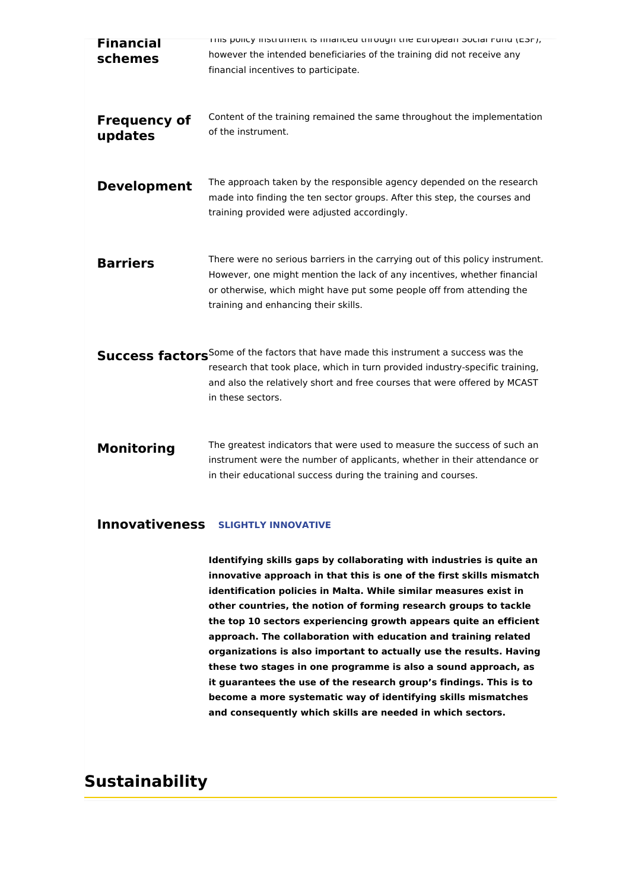**Financial schemes**

This policy instrument is financed through the European Social Fund (ESF), however the intended beneficiaries of the training did not receive any financial incentives to participate.

**Frequency of updates**

Content of the training remained the same throughout the implementation of the instrument.

**Development**

The approach taken by the responsible agency depended on the research made into finding the ten sector groups. After this step, the courses and training provided were adjusted accordingly.

**Barriers**

There were no serious barriers in the carrying out of this policy instrument. However, one might mention the lack of any incentives, whether financial or otherwise, which might have put some people off from attending the training and enhancing their skills.

**Success factors**

Some of the factors that have made this instrument a success was the research that took place, which in turn provided industry-specific training, and also the relatively short and free courses that were offered by MCAST in these sectors.

**Monitoring**

The greatest indicators that were used to measure the success of such an instrument were the number of applicants, whether in their attendance or in their educational success during the training and courses.

**Innovativeness** SLIGHTLY INNOVATIVE

**Identifying skills gaps by collaborating with industries is quite an innovative approach in that this is one of the first skills mismatch identification policies in Malta. While similar measures exist in other countries, the notion of forming research groups to tackle the top 10 sectors experiencing growth appears quite an efficient approach. The collaboration with education and training related organizations is also important to actually use the results. Having these two stages in one programme is also a sound approach, as it guarantees the use of the research group's findings. This is to become a more systematic way of identifying skills mismatches and consequently which skills are needed in which sectors.**

## Sustainability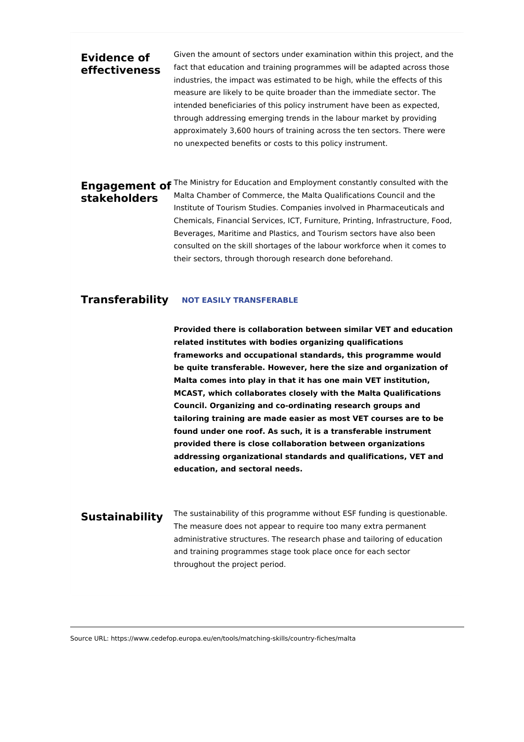### Evidence of effectiveness

Given the amount of sectors under examination within this project, and the fact that education and training programmes will be adapted across those industries, the impact was estimated to be high, while the effects of this measure are likely to be quite broader than the immediate sector. The intended beneficiaries of this policy instrument have been as expected, through addressing emerging trends in the labour market by providing approximately 3,600 hours of training across the ten sectors. There were no unexpected benefits or costs to this policy instrument.

### Engagement of stakeholders

The Ministry for Education and Employment constantly consulted with the Malta Chamber of Commerce, the Malta Qualifications Council and the Institute of Tourism Studies. Companies involved in Pharmaceuticals and Chemicals, Financial Services, ICT, Furniture, Printing, Infrastructure, Food, Beverages, Maritime and Plastics, and Tourism sectors have also been consulted on the skill shortages of the labour workforce when it comes to their sectors, through thorough research done beforehand.

### Transferability

**NOT EASILY TRANSFERABLE**

**Provided there is collaboration between similar VET and education related institutes with bodies organizing qualifications frameworks and occupational standards, this programme would be quite transferable. However, here the size and organization of Malta comes into play in that it has one main VET institution, MCAST, which collaborates closely with the Malta Qualifications Council. Organizing and co-ordinating research groups and tailoring training are made easier as most VET courses are to be found under one roof. As such, it is a transferable instrument provided there is close collaboration between organizations addressing organizational standards and qualifications, VET and education, and sectoral needs.**

### Sustainability

The sustainability of this programme without ESF funding is questionable. The measure does not appear to require too many extra permanent administrative structures. The research phase and tailoring of education and training programmes stage took place once for each sector throughout the project period.

Source URL: https://www.cedefop.europa.eu/en/tools/matching-skills/country-fiches/malta